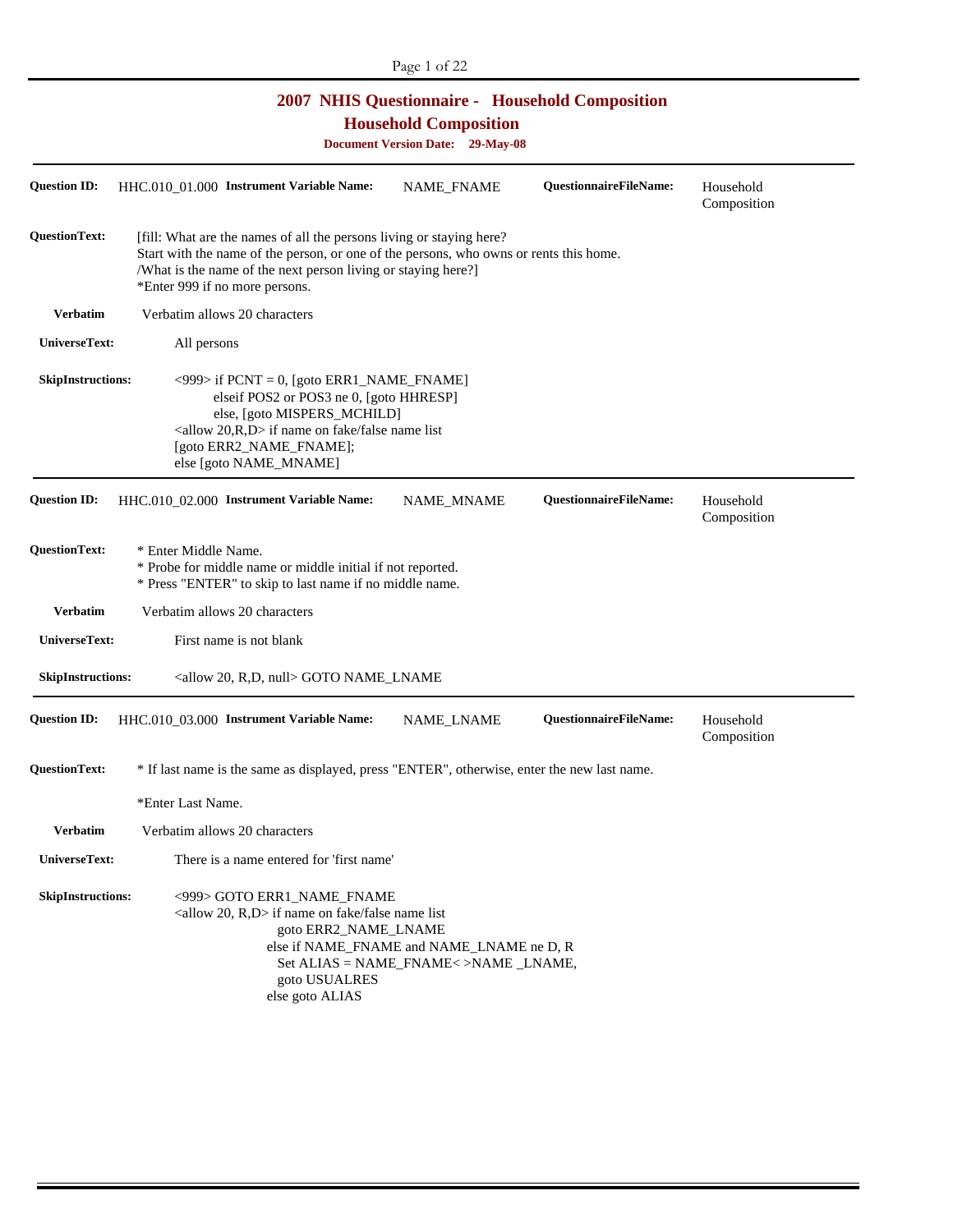# 2007 NHIS Questionnaire - Household Composition

## Household Composition

**Document Version Date: 29-May-08**

---

**Question ID:** HHC.010_01.000 **Instrument Variable Name:** NAME_FNAME **QuestionnaireFileName:** Household Composition

**QuestionText:** [fill: What are the names of all the persons living or staying here?
Start with the name of the person, or one of the persons, who owns or rents this home.
/What is the name of the next person living or staying here?]
*Enter 999 if no more persons.

**Verbatim** Verbatim allows 20 characters

**UniverseText:** All persons

**SkipInstructions:**

```
<999> if PCNT = 0, [goto ERR1_NAME_FNAME]
    elseif POS2 or POS3 ne 0, [goto HHRESP]
    else, [goto MISPERS_MCHILD]
<allow 20,R,D> if name on fake/false name list
[goto ERR2_NAME_FNAME];
else [goto NAME_MNAME]
```

---

**Question ID:** HHC.010_02.000 **Instrument Variable Name:** NAME_MNAME **QuestionnaireFileName:** Household Composition

**QuestionText:** * Enter Middle Name.
* Probe for middle name or middle initial if not reported.
* Press "ENTER" to skip to last name if no middle name.

**Verbatim** Verbatim allows 20 characters

**UniverseText:** First name is not blank

**SkipInstructions:** <allow 20, R,D, null> GOTO NAME_LNAME

---

**Question ID:** HHC.010_03.000 **Instrument Variable Name:** NAME_LNAME **QuestionnaireFileName:** Household Composition

**QuestionText:** * If last name is the same as displayed, press "ENTER", otherwise, enter the new last name.

*Enter Last Name.

**Verbatim** Verbatim allows 20 characters

**UniverseText:** There is a name entered for 'first name'

**SkipInstructions:**

```
<999> GOTO ERR1_NAME_FNAME
<allow 20, R,D> if name on fake/false name list
        goto ERR2_NAME_LNAME
    else if NAME_FNAME and NAME_LNAME ne D, R
        Set ALIAS = NAME_FNAME< >NAME _LNAME,
        goto USUALRES
    else goto ALIAS
```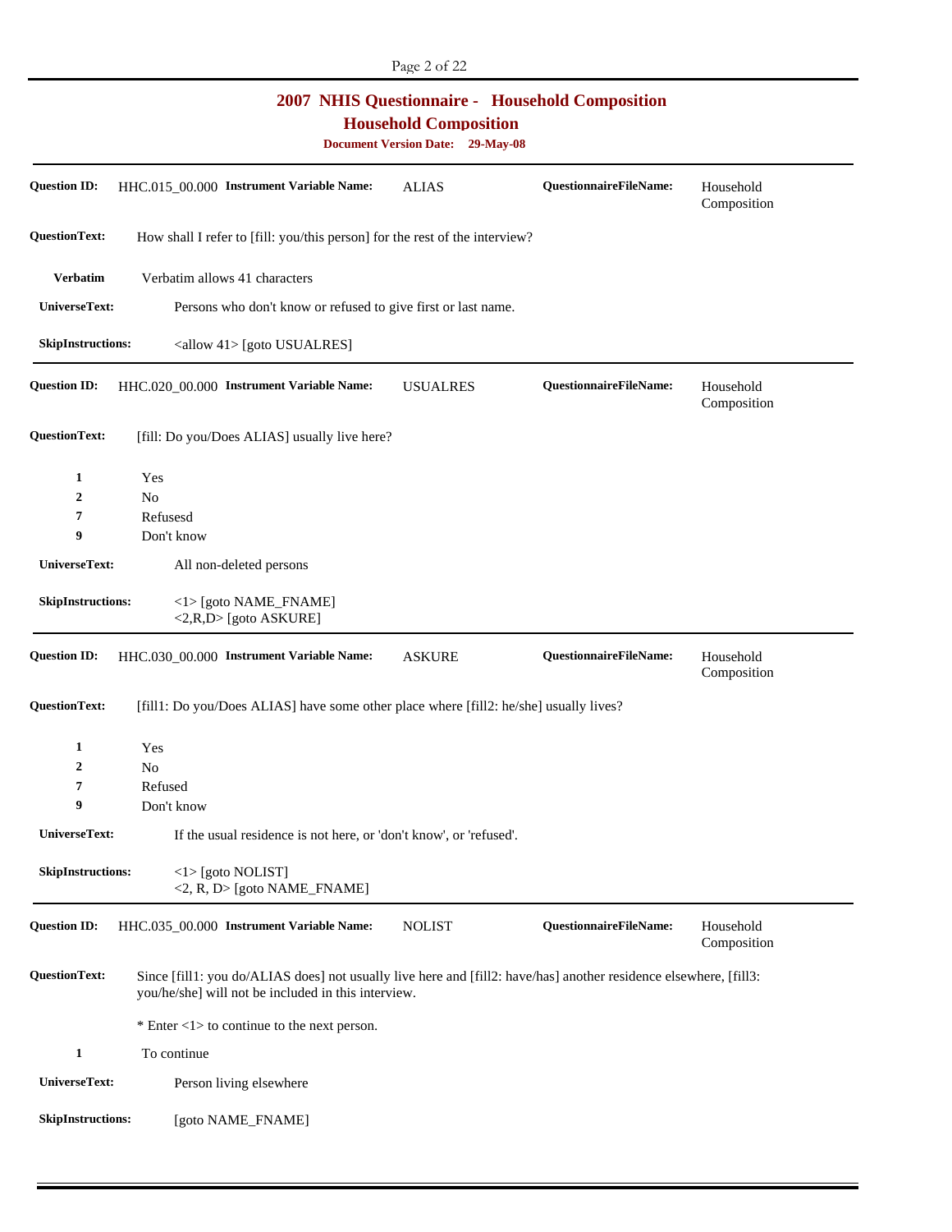# 2007 NHIS Questionnaire - Household Composition

## Household Composition

**Document Version Date: 29-May-08**

---

**Question ID:** HHC.015_00.000 **Instrument Variable Name:** ALIAS **QuestionnaireFileName:** Household Composition

**QuestionText:** How shall I refer to [fill: you/this person] for the rest of the interview?

**Verbatim** Verbatim allows 41 characters

**UniverseText:** Persons who don't know or refused to give first or last name.

**SkipInstructions:** <allow 41> [goto USUALRES]

---

**Question ID:** HHC.020_00.000 **Instrument Variable Name:** USUALRES **QuestionnaireFileName:** Household Composition

**QuestionText:** [fill: Do you/Does ALIAS] usually live here?

**1** Yes
**2** No
**7** Refusesd
**9** Don't know

**UniverseText:** All non-deleted persons

**SkipInstructions:**
<1> [goto NAME_FNAME]
<2,R,D> [goto ASKURE]

---

**Question ID:** HHC.030_00.000 **Instrument Variable Name:** ASKURE **QuestionnaireFileName:** Household Composition

**QuestionText:** [fill1: Do you/Does ALIAS] have some other place where [fill2: he/she] usually lives?

**1** Yes
**2** No
**7** Refused
**9** Don't know

**UniverseText:** If the usual residence is not here, or 'don't know', or 'refused'.

**SkipInstructions:**
<1> [goto NOLIST]
<2, R, D> [goto NAME_FNAME]

---

**Question ID:** HHC.035_00.000 **Instrument Variable Name:** NOLIST **QuestionnaireFileName:** Household Composition

**QuestionText:** Since [fill1: you do/ALIAS does] not usually live here and [fill2: have/has] another residence elsewhere, [fill3: you/he/she] will not be included in this interview.

* Enter <1> to continue to the next person.

**1** To continue

**UniverseText:** Person living elsewhere

**SkipInstructions:** [goto NAME_FNAME]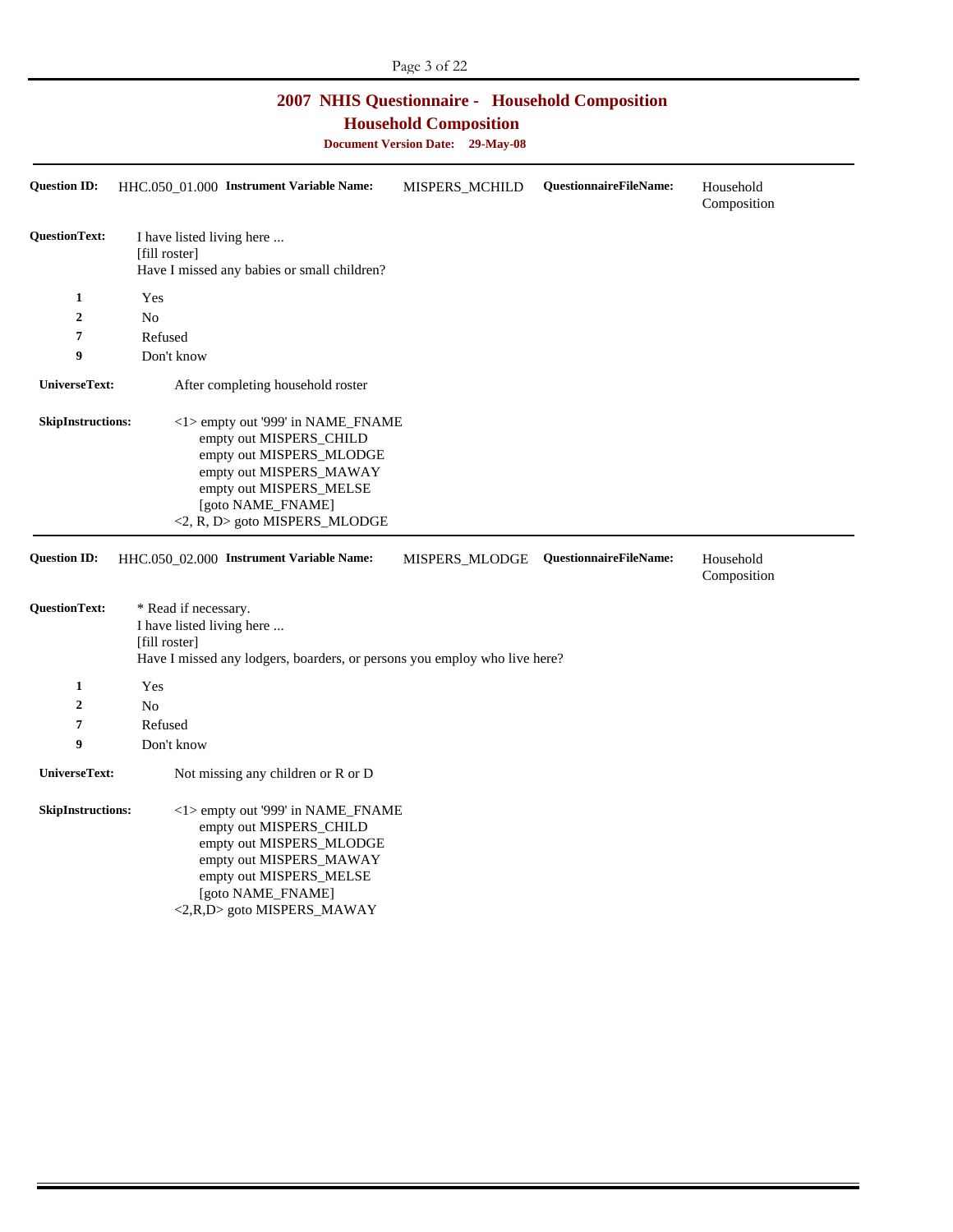## 2007 NHIS Questionnaire - Household Composition

### Household Composition

**Document Version Date: 29-May-08**

---

**Question ID:** HHC.050_01.000 **Instrument Variable Name:** MISPERS_MCHILD **QuestionnaireFileName:** Household Composition

**QuestionText:** I have listed living here ...
[fill roster]
Have I missed any babies or small children?

| | |
|---|---|
| **1** | Yes |
| **2** | No |
| **7** | Refused |
| **9** | Don't know |

**UniverseText:** After completing household roster

**SkipInstructions:**
<1> empty out '999' in NAME_FNAME
empty out MISPERS_CHILD
empty out MISPERS_MLODGE
empty out MISPERS_MAWAY
empty out MISPERS_MELSE
[goto NAME_FNAME]
<2, R, D> goto MISPERS_MLODGE

---

**Question ID:** HHC.050_02.000 **Instrument Variable Name:** MISPERS_MLODGE **QuestionnaireFileName:** Household Composition

**QuestionText:** * Read if necessary.
I have listed living here ...
[fill roster]
Have I missed any lodgers, boarders, or persons you employ who live here?

| | |
|---|---|
| **1** | Yes |
| **2** | No |
| **7** | Refused |
| **9** | Don't know |

**UniverseText:** Not missing any children or R or D

**SkipInstructions:**
<1> empty out '999' in NAME_FNAME
empty out MISPERS_CHILD
empty out MISPERS_MLODGE
empty out MISPERS_MAWAY
empty out MISPERS_MELSE
[goto NAME_FNAME]
<2,R,D> goto MISPERS_MAWAY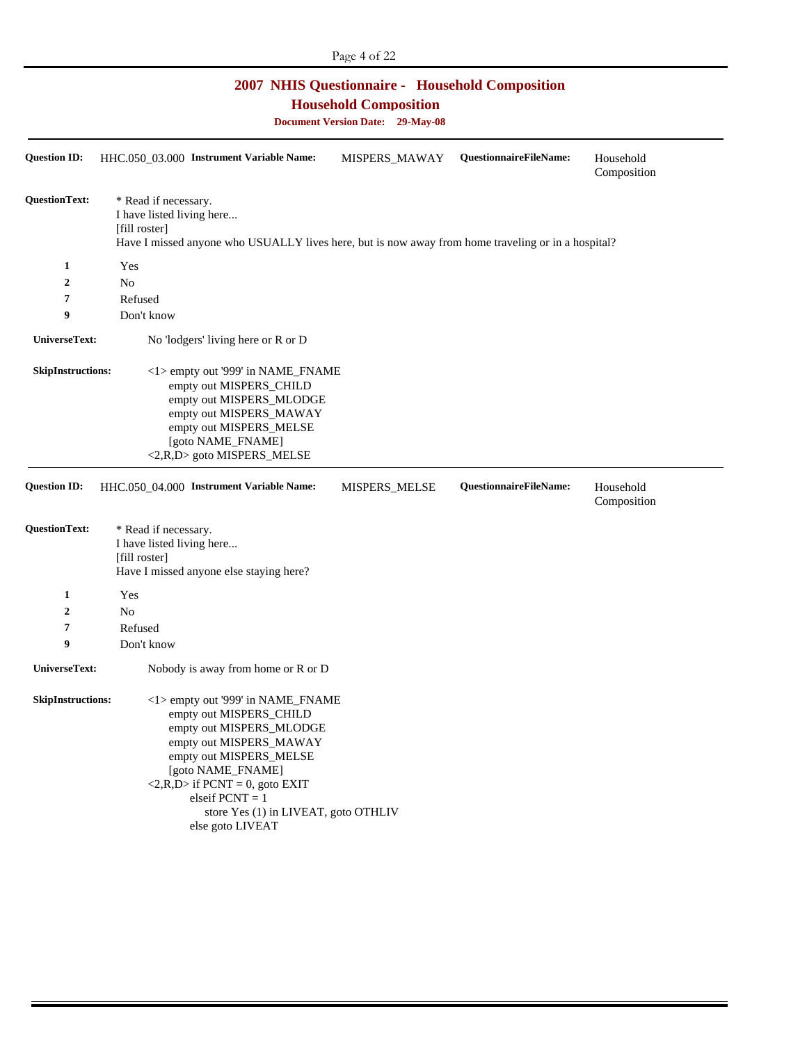# 2007 NHIS Questionnaire - Household Composition

## Household Composition

**Document Version Date: 29-May-08**

---

**Question ID:** HHC.050_03.000 **Instrument Variable Name:** MISPERS_MAWAY **QuestionnaireFileName:** Household Composition

**QuestionText:**
* Read if necessary.
I have listed living here...
[fill roster]
Have I missed anyone who USUALLY lives here, but is now away from home traveling or in a hospital?

| | |
|---|---|
| 1 | Yes |
| 2 | No |
| 7 | Refused |
| 9 | Don't know |

**UniverseText:** No 'lodgers' living here or R or D

**SkipInstructions:**

```
<1> empty out '999' in NAME_FNAME
    empty out MISPERS_CHILD
    empty out MISPERS_MLODGE
    empty out MISPERS_MAWAY
    empty out MISPERS_MELSE
    [goto NAME_FNAME]
<2,R,D> goto MISPERS_MELSE
```

---

**Question ID:** HHC.050_04.000 **Instrument Variable Name:** MISPERS_MELSE **QuestionnaireFileName:** Household Composition

**QuestionText:**
* Read if necessary.
I have listed living here...
[fill roster]
Have I missed anyone else staying here?

| | |
|---|---|
| 1 | Yes |
| 2 | No |
| 7 | Refused |
| 9 | Don't know |

**UniverseText:** Nobody is away from home or R or D

**SkipInstructions:**

```
<1> empty out '999' in NAME_FNAME
    empty out MISPERS_CHILD
    empty out MISPERS_MLODGE
    empty out MISPERS_MAWAY
    empty out MISPERS_MELSE
    [goto NAME_FNAME]
<2,R,D> if PCNT = 0, goto EXIT
        elseif PCNT = 1
            store Yes (1) in LIVEAT, goto OTHLIV
        else goto LIVEAT
```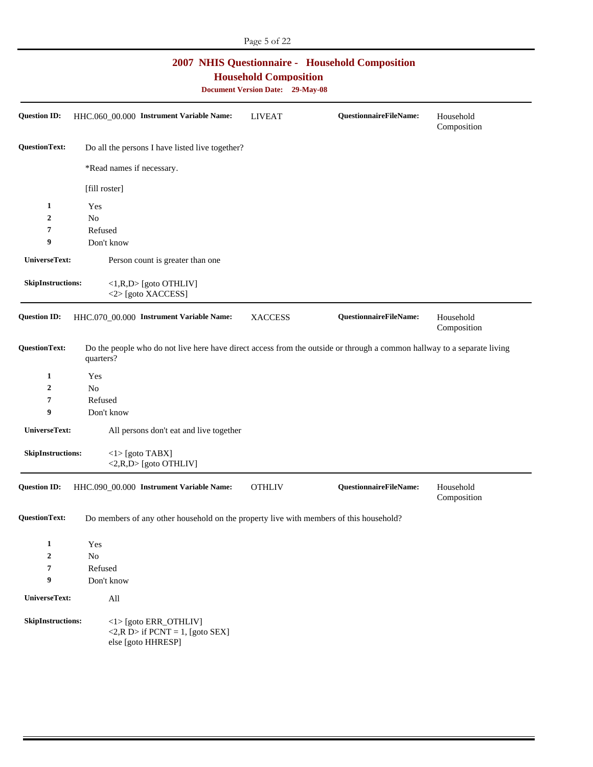# 2007 NHIS Questionnaire - Household Composition

## Household Composition

**Document Version Date: 29-May-08**

---

**Question ID:** HHC.060_00.000 **Instrument Variable Name:** LIVEAT **QuestionnaireFileName:** Household Composition

**QuestionText:** Do all the persons I have listed live together?

*Read names if necessary.

[fill roster]

| | |
|---|---|
| **1** | Yes |
| **2** | No |
| **7** | Refused |
| **9** | Don't know |

**UniverseText:** Person count is greater than one

**SkipInstructions:** <1,R,D> [goto OTHLIV]
<2> [goto XACCESS]

---

**Question ID:** HHC.070_00.000 **Instrument Variable Name:** XACCESS **QuestionnaireFileName:** Household Composition

**QuestionText:** Do the people who do not live here have direct access from the outside or through a common hallway to a separate living quarters?

| | |
|---|---|
| **1** | Yes |
| **2** | No |
| **7** | Refused |
| **9** | Don't know |

**UniverseText:** All persons don't eat and live together

**SkipInstructions:** <1> [goto TABX]
<2,R,D> [goto OTHLIV]

---

**Question ID:** HHC.090_00.000 **Instrument Variable Name:** OTHLIV **QuestionnaireFileName:** Household Composition

**QuestionText:** Do members of any other household on the property live with members of this household?

| | |
|---|---|
| **1** | Yes |
| **2** | No |
| **7** | Refused |
| **9** | Don't know |

**UniverseText:** All

**SkipInstructions:** <1> [goto ERR_OTHLIV]
<2,R D> if PCNT = 1, [goto SEX]
else [goto HHRESP]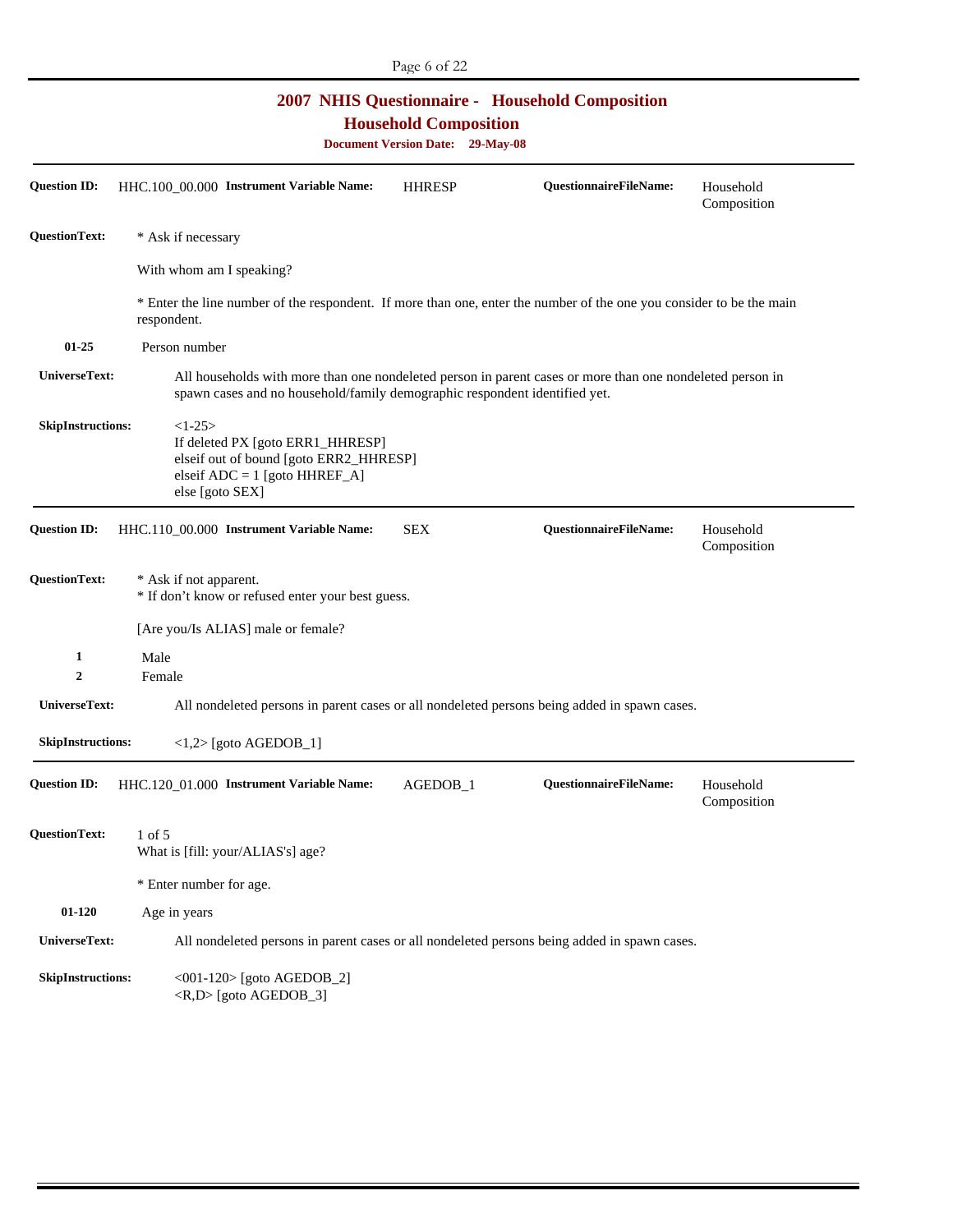# 2007 NHIS Questionnaire - Household Composition

## Household Composition

**Document Version Date: 29-May-08**

---

**Question ID:** HHC.100_00.000 **Instrument Variable Name:** HHRESP **QuestionnaireFileName:** Household Composition

**QuestionText:** * Ask if necessary

With whom am I speaking?

* Enter the line number of the respondent. If more than one, enter the number of the one you consider to be the main respondent.

**01-25** Person number

**UniverseText:** All households with more than one nondeleted person in parent cases or more than one nondeleted person in spawn cases and no household/family demographic respondent identified yet.

**SkipInstructions:**
<1-25>
If deleted PX [goto ERR1_HHRESP]
elseif out of bound [goto ERR2_HHRESP]
elseif ADC = 1 [goto HHREF_A]
else [goto SEX]

---

**Question ID:** HHC.110_00.000 **Instrument Variable Name:** SEX **QuestionnaireFileName:** Household Composition

**QuestionText:** * Ask if not apparent.
* If don't know or refused enter your best guess.

[Are you/Is ALIAS] male or female?

**1** Male
**2** Female

**UniverseText:** All nondeleted persons in parent cases or all nondeleted persons being added in spawn cases.

**SkipInstructions:** <1,2> [goto AGEDOB_1]

---

**Question ID:** HHC.120_01.000 **Instrument Variable Name:** AGEDOB_1 **QuestionnaireFileName:** Household Composition

**QuestionText:** 1 of 5
What is [fill: your/ALIAS's] age?

* Enter number for age.

**01-120** Age in years

**UniverseText:** All nondeleted persons in parent cases or all nondeleted persons being added in spawn cases.

**SkipInstructions:**
<001-120> [goto AGEDOB_2]
<R,D> [goto AGEDOB_3]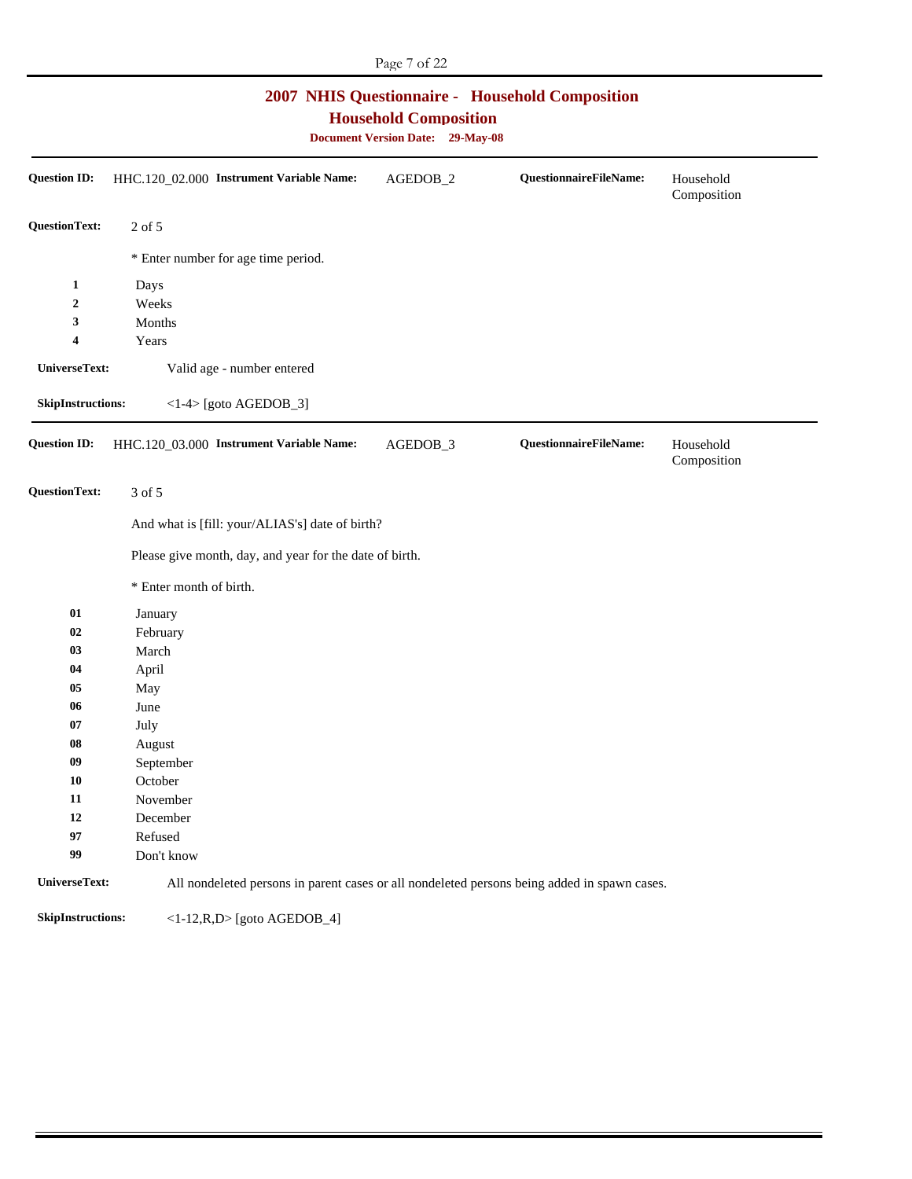# 2007 NHIS Questionnaire - Household Composition

## Household Composition

**Document Version Date: 29-May-08**

---

**Question ID:** HHC.120_02.000 **Instrument Variable Name:** AGEDOB_2 **QuestionnaireFileName:** Household Composition

**QuestionText:** 2 of 5

* Enter number for age time period.

| | |
|---|---|
| **1** | Days |
| **2** | Weeks |
| **3** | Months |
| **4** | Years |

**UniverseText:** Valid age - number entered

**SkipInstructions:** <1-4> [goto AGEDOB_3]

---

**Question ID:** HHC.120_03.000 **Instrument Variable Name:** AGEDOB_3 **QuestionnaireFileName:** Household Composition

**QuestionText:** 3 of 5

And what is [fill: your/ALIAS's] date of birth?

Please give month, day, and year for the date of birth.

* Enter month of birth.

| | |
|---|---|
| **01** | January |
| **02** | February |
| **03** | March |
| **04** | April |
| **05** | May |
| **06** | June |
| **07** | July |
| **08** | August |
| **09** | September |
| **10** | October |
| **11** | November |
| **12** | December |
| **97** | Refused |
| **99** | Don't know |

**UniverseText:** All nondeleted persons in parent cases or all nondeleted persons being added in spawn cases.

**SkipInstructions:** <1-12,R,D> [goto AGEDOB_4]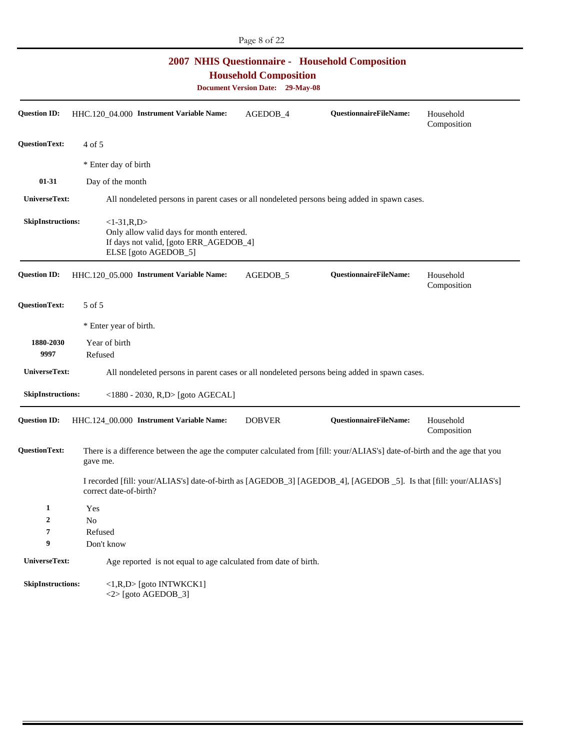# 2007 NHIS Questionnaire - Household Composition

## Household Composition

**Document Version Date: 29-May-08**

---

**Question ID:** HHC.120_04.000 **Instrument Variable Name:** AGEDOB_4 **QuestionnaireFileName:** Household Composition

**QuestionText:** 4 of 5

* Enter day of birth

| | |
|---|---|
| 01-31 | Day of the month |

**UniverseText:** All nondeleted persons in parent cases or all nondeleted persons being added in spawn cases.

**SkipInstructions:** <1-31,R,D>
Only allow valid days for month entered.
If days not valid, [goto ERR_AGEDOB_4]
ELSE [goto AGEDOB_5]

---

**Question ID:** HHC.120_05.000 **Instrument Variable Name:** AGEDOB_5 **QuestionnaireFileName:** Household Composition

**QuestionText:** 5 of 5

* Enter year of birth.

| | |
|---|---|
| 1880-2030 | Year of birth |
| 9997 | Refused |

**UniverseText:** All nondeleted persons in parent cases or all nondeleted persons being added in spawn cases.

**SkipInstructions:** <1880 - 2030, R,D> [goto AGECAL]

---

**Question ID:** HHC.124_00.000 **Instrument Variable Name:** DOBVER **QuestionnaireFileName:** Household Composition

**QuestionText:** There is a difference between the age the computer calculated from [fill: your/ALIAS's] date-of-birth and the age that you gave me.

I recorded [fill: your/ALIAS's] date-of-birth as [AGEDOB_3] [AGEDOB_4], [AGEDOB _5]. Is that [fill: your/ALIAS's] correct date-of-birth?

| | |
|---|---|
| 1 | Yes |
| 2 | No |
| 7 | Refused |
| 9 | Don't know |

**UniverseText:** Age reported is not equal to age calculated from date of birth.

**SkipInstructions:** <1,R,D> [goto INTWKCK1]
<2> [goto AGEDOB_3]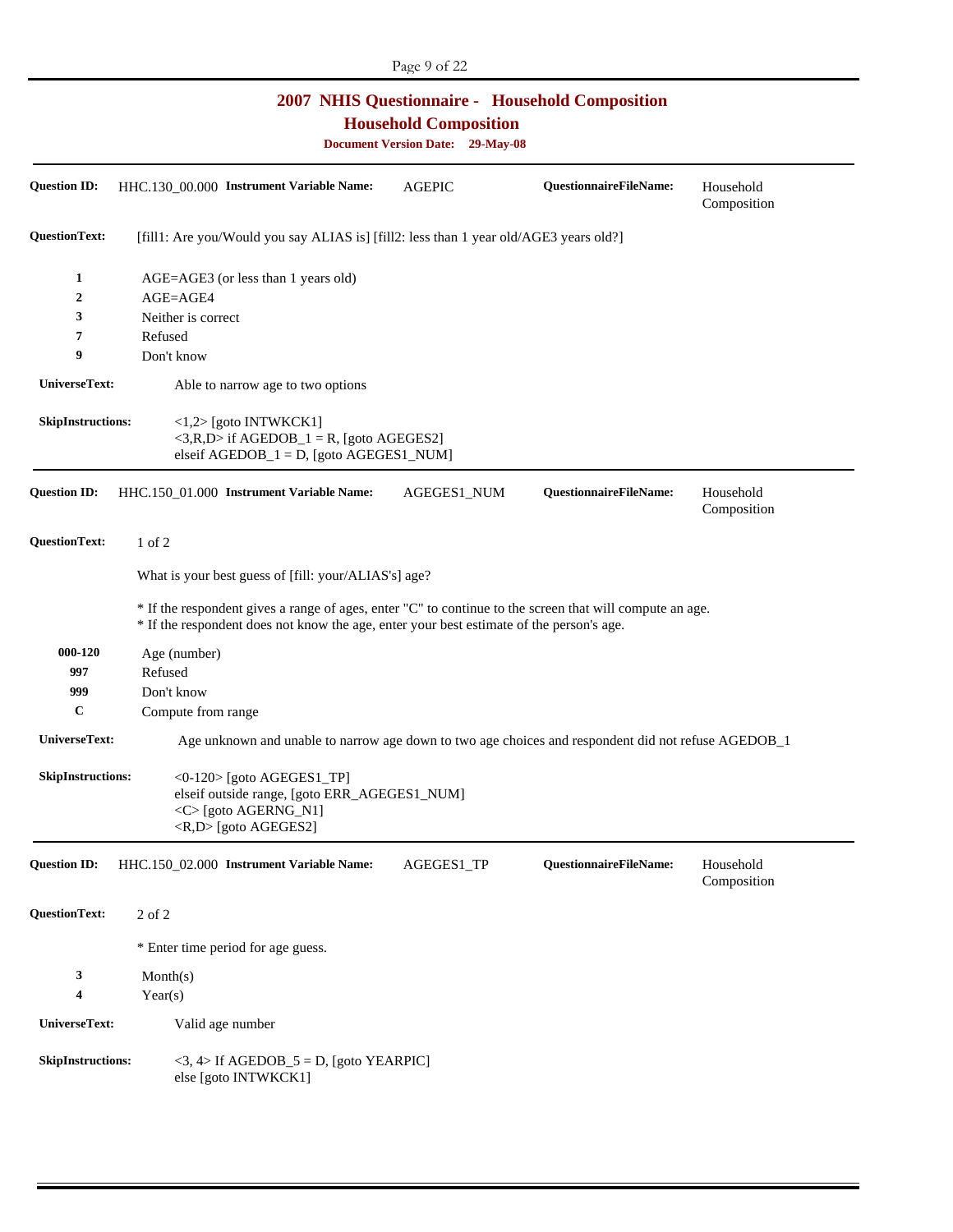# 2007 NHIS Questionnaire - Household Composition

## Household Composition

**Document Version Date: 29-May-08**

---

**Question ID:** HHC.130_00.000 **Instrument Variable Name:** AGEPIC **QuestionnaireFileName:** Household Composition

**QuestionText:** [fill1: Are you/Would you say ALIAS is] [fill2: less than 1 year old/AGE3 years old?]

| | |
|---|---|
| **1** | AGE=AGE3 (or less than 1 years old) |
| **2** | AGE=AGE4 |
| **3** | Neither is correct |
| **7** | Refused |
| **9** | Don't know |

**UniverseText:** Able to narrow age to two options

**SkipInstructions:**
<1,2> [goto INTWKCK1]
<3,R,D> if AGEDOB_1 = R, [goto AGEGES2]
elseif AGEDOB_1 = D, [goto AGEGES1_NUM]

---

**Question ID:** HHC.150_01.000 **Instrument Variable Name:** AGEGES1_NUM **QuestionnaireFileName:** Household Composition

**QuestionText:** 1 of 2

What is your best guess of [fill: your/ALIAS's] age?

* If the respondent gives a range of ages, enter "C" to continue to the screen that will compute an age.
* If the respondent does not know the age, enter your best estimate of the person's age.

| | |
|---|---|
| **000-120** | Age (number) |
| **997** | Refused |
| **999** | Don't know |
| **C** | Compute from range |

**UniverseText:** Age unknown and unable to narrow age down to two age choices and respondent did not refuse AGEDOB_1

**SkipInstructions:**
<0-120> [goto AGEGES1_TP]
elseif outside range, [goto ERR_AGEGES1_NUM]
<C> [goto AGERNG_N1]
<R,D> [goto AGEGES2]

---

**Question ID:** HHC.150_02.000 **Instrument Variable Name:** AGEGES1_TP **QuestionnaireFileName:** Household Composition

**QuestionText:** 2 of 2

* Enter time period for age guess.

| | |
|---|---|
| **3** | Month(s) |
| **4** | Year(s) |

**UniverseText:** Valid age number

**SkipInstructions:**
<3, 4> If AGEDOB_5 = D, [goto YEARPIC]
else [goto INTWKCK1]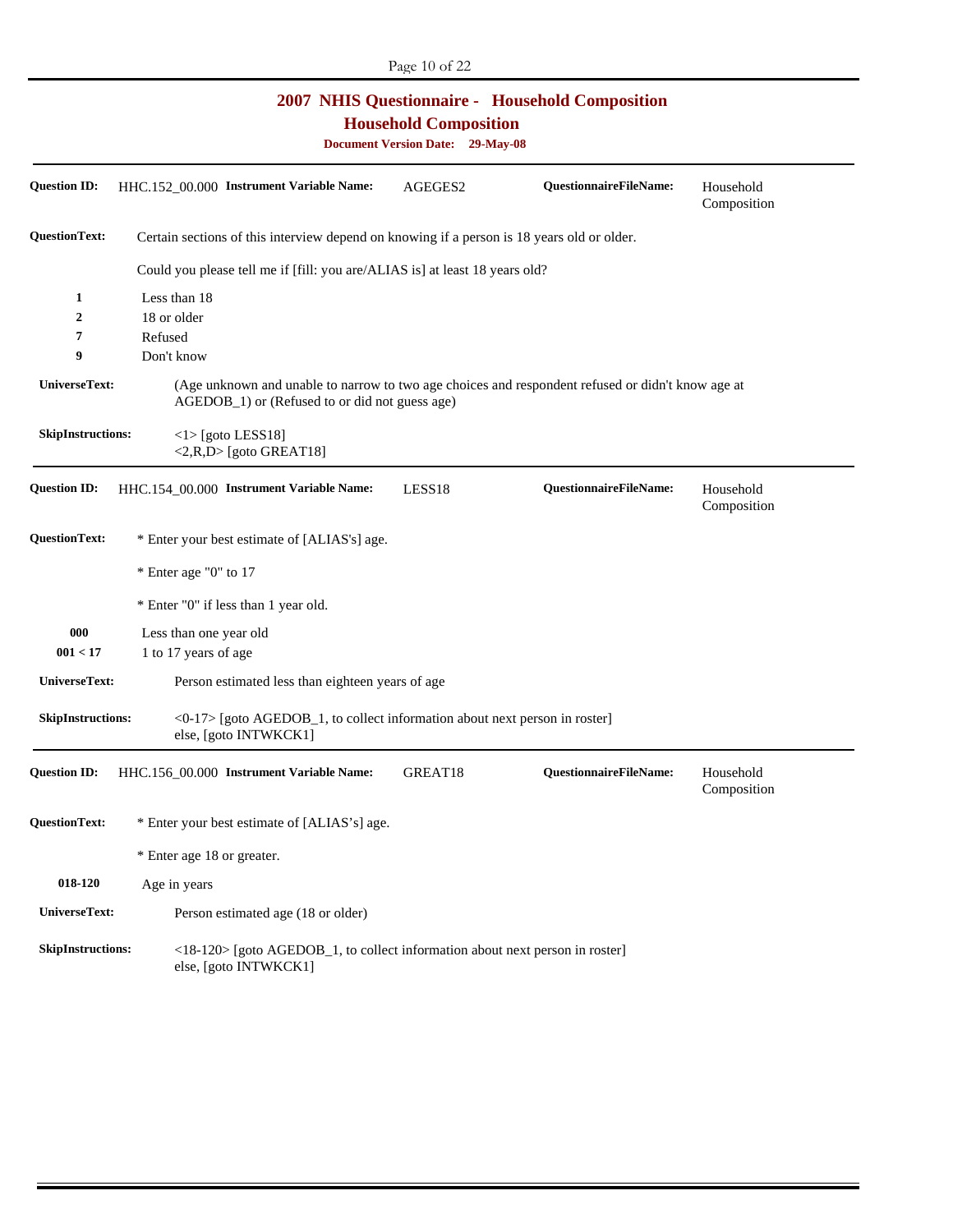# 2007 NHIS Questionnaire - Household Composition

## Household Composition

**Document Version Date: 29-May-08**

---

**Question ID:** HHC.152_00.000 **Instrument Variable Name:** AGEGES2 **QuestionnaireFileName:** Household Composition

**QuestionText:** Certain sections of this interview depend on knowing if a person is 18 years old or older.

Could you please tell me if [fill: you are/ALIAS is] at least 18 years old?

| | |
|---|---|
| **1** | Less than 18 |
| **2** | 18 or older |
| **7** | Refused |
| **9** | Don't know |

**UniverseText:** (Age unknown and unable to narrow to two age choices and respondent refused or didn't know age at AGEDOB_1) or (Refused to or did not guess age)

**SkipInstructions:** <1> [goto LESS18]
<2,R,D> [goto GREAT18]

---

**Question ID:** HHC.154_00.000 **Instrument Variable Name:** LESS18 **QuestionnaireFileName:** Household Composition

**QuestionText:** * Enter your best estimate of [ALIAS's] age.

* Enter age "0" to 17

* Enter "0" if less than 1 year old.

| | |
|---|---|
| **000** | Less than one year old |
| **001 < 17** | 1 to 17 years of age |

**UniverseText:** Person estimated less than eighteen years of age

**SkipInstructions:** <0-17> [goto AGEDOB_1, to collect information about next person in roster]
else, [goto INTWKCK1]

---

**Question ID:** HHC.156_00.000 **Instrument Variable Name:** GREAT18 **QuestionnaireFileName:** Household Composition

**QuestionText:** * Enter your best estimate of [ALIAS's] age.

* Enter age 18 or greater.

| | |
|---|---|
| **018-120** | Age in years |

**UniverseText:** Person estimated age (18 or older)

**SkipInstructions:** <18-120> [goto AGEDOB_1, to collect information about next person in roster]
else, [goto INTWKCK1]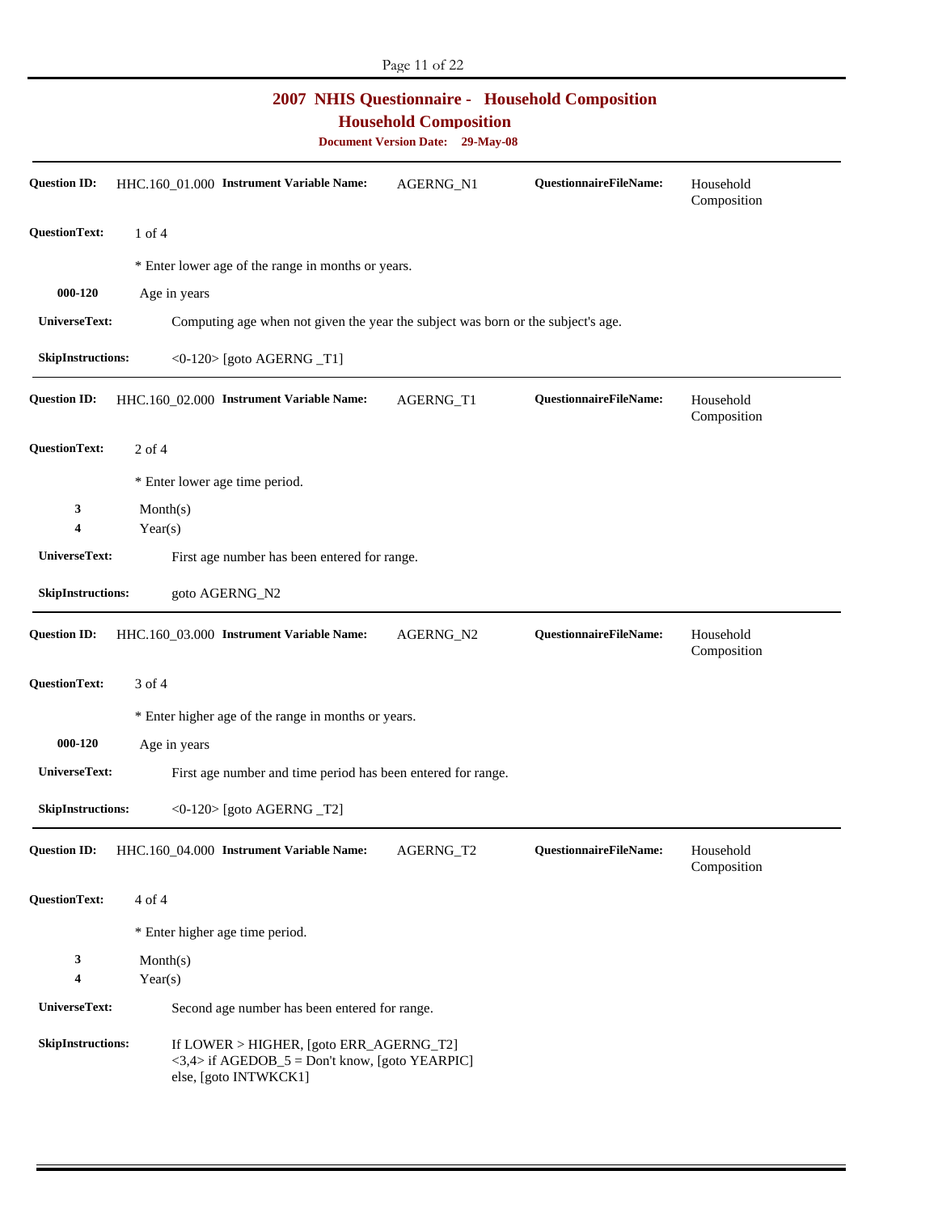# 2007 NHIS Questionnaire - Household Composition

## Household Composition

**Document Version Date: 29-May-08**

---

**Question ID:** HHC.160_01.000 **Instrument Variable Name:** AGERNG_N1 **QuestionnaireFileName:** Household Composition

**QuestionText:** 1 of 4

* Enter lower age of the range in months or years.

| | |
|---|---|
| **000-120** | Age in years |

**UniverseText:** Computing age when not given the year the subject was born or the subject's age.

**SkipInstructions:** <0-120> [goto AGERNG _T1]

---

**Question ID:** HHC.160_02.000 **Instrument Variable Name:** AGERNG_T1 **QuestionnaireFileName:** Household Composition

**QuestionText:** 2 of 4

* Enter lower age time period.

| | |
|---|---|
| **3** | Month(s) |
| **4** | Year(s) |

**UniverseText:** First age number has been entered for range.

**SkipInstructions:** goto AGERNG_N2

---

**Question ID:** HHC.160_03.000 **Instrument Variable Name:** AGERNG_N2 **QuestionnaireFileName:** Household Composition

**QuestionText:** 3 of 4

* Enter higher age of the range in months or years.

| | |
|---|---|
| **000-120** | Age in years |

**UniverseText:** First age number and time period has been entered for range.

**SkipInstructions:** <0-120> [goto AGERNG _T2]

---

**Question ID:** HHC.160_04.000 **Instrument Variable Name:** AGERNG_T2 **QuestionnaireFileName:** Household Composition

**QuestionText:** 4 of 4

* Enter higher age time period.

| | |
|---|---|
| **3** | Month(s) |
| **4** | Year(s) |

**UniverseText:** Second age number has been entered for range.

**SkipInstructions:** If LOWER > HIGHER, [goto ERR_AGERNG_T2]
<3,4> if AGEDOB_5 = Don't know, [goto YEARPIC]
else, [goto INTWKCK1]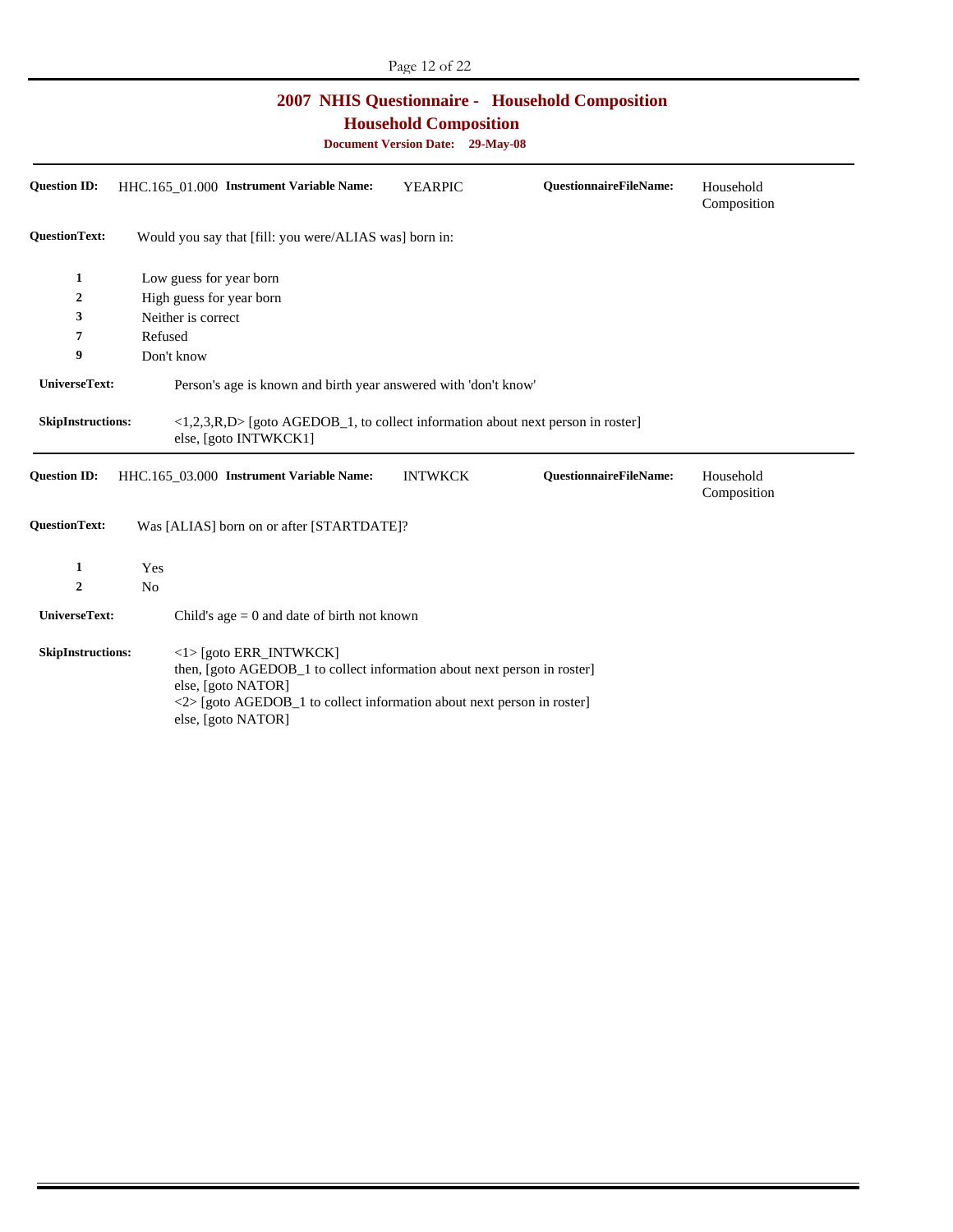# 2007 NHIS Questionnaire - Household Composition

## Household Composition

**Document Version Date: 29-May-08**

---

**Question ID:** HHC.165_01.000 **Instrument Variable Name:** YEARPIC **QuestionnaireFileName:** Household Composition

**QuestionText:** Would you say that [fill: you were/ALIAS was] born in:

| Code | Response |
|---|---|
| 1 | Low guess for year born |
| 2 | High guess for year born |
| 3 | Neither is correct |
| 7 | Refused |
| 9 | Don't know |

**UniverseText:** Person's age is known and birth year answered with 'don't know'

**SkipInstructions:** <1,2,3,R,D> [goto AGEDOB_1, to collect information about next person in roster]
else, [goto INTWKCK1]

---

**Question ID:** HHC.165_03.000 **Instrument Variable Name:** INTWKCK **QuestionnaireFileName:** Household Composition

**QuestionText:** Was [ALIAS] born on or after [STARTDATE]?

| Code | Response |
|---|---|
| 1 | Yes |
| 2 | No |

**UniverseText:** Child's age = 0 and date of birth not known

**SkipInstructions:** <1> [goto ERR_INTWKCK]
then, [goto AGEDOB_1 to collect information about next person in roster]
else, [goto NATOR]
<2> [goto AGEDOB_1 to collect information about next person in roster]
else, [goto NATOR]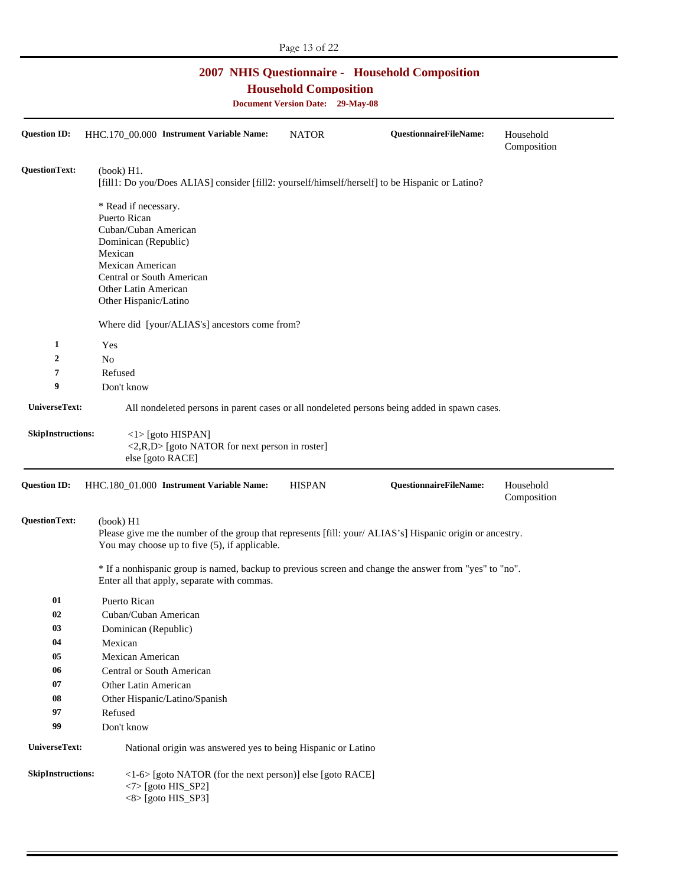# 2007 NHIS Questionnaire - Household Composition

## Household Composition

**Document Version Date: 29-May-08**

---

**Question ID:** HHC.170_00.000 **Instrument Variable Name:** NATOR **QuestionnaireFileName:** Household Composition

**QuestionText:** (book) H1.
[fill1: Do you/Does ALIAS] consider [fill2: yourself/himself/herself] to be Hispanic or Latino?

* Read if necessary.
Puerto Rican
Cuban/Cuban American
Dominican (Republic)
Mexican
Mexican American
Central or South American
Other Latin American
Other Hispanic/Latino

Where did [your/ALIAS's] ancestors come from?

| | |
|---|---|
| 1 | Yes |
| 2 | No |
| 7 | Refused |
| 9 | Don't know |

**UniverseText:** All nondeleted persons in parent cases or all nondeleted persons being added in spawn cases.

**SkipInstructions:**
<1> [goto HISPAN]
<2,R,D> [goto NATOR for next person in roster]
else [goto RACE]

---

**Question ID:** HHC.180_01.000 **Instrument Variable Name:** HISPAN **QuestionnaireFileName:** Household Composition

**QuestionText:** (book) H1
Please give me the number of the group that represents [fill: your/ ALIAS's] Hispanic origin or ancestry.
You may choose up to five (5), if applicable.

* If a nonhispanic group is named, backup to previous screen and change the answer from "yes" to "no".
Enter all that apply, separate with commas.

| | |
|---|---|
| 01 | Puerto Rican |
| 02 | Cuban/Cuban American |
| 03 | Dominican (Republic) |
| 04 | Mexican |
| 05 | Mexican American |
| 06 | Central or South American |
| 07 | Other Latin American |
| 08 | Other Hispanic/Latino/Spanish |
| 97 | Refused |
| 99 | Don't know |

**UniverseText:** National origin was answered yes to being Hispanic or Latino

**SkipInstructions:**
<1-6> [goto NATOR (for the next person)] else [goto RACE]
<7> [goto HIS_SP2]
<8> [goto HIS_SP3]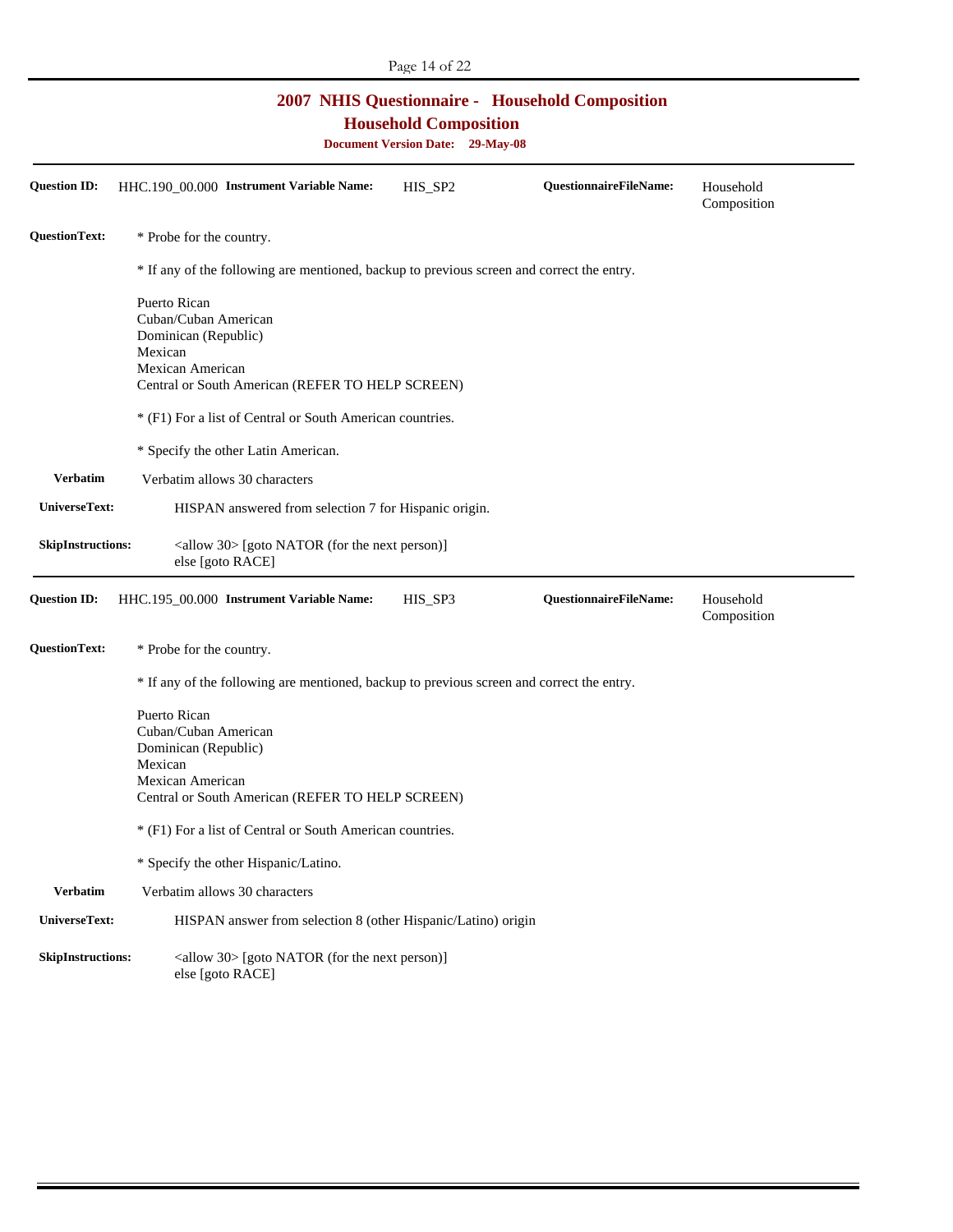# 2007 NHIS Questionnaire - Household Composition

## Household Composition

**Document Version Date: 29-May-08**

---

**Question ID:** HHC.190_00.000 **Instrument Variable Name:** HIS_SP2 **QuestionnaireFileName:** Household Composition

**QuestionText:** * Probe for the country.

* If any of the following are mentioned, backup to previous screen and correct the entry.

Puerto Rican
Cuban/Cuban American
Dominican (Republic)
Mexican
Mexican American
Central or South American (REFER TO HELP SCREEN)

* (F1) For a list of Central or South American countries.

* Specify the other Latin American.

**Verbatim** Verbatim allows 30 characters

**UniverseText:** HISPAN answered from selection 7 for Hispanic origin.

**SkipInstructions:** <allow 30> [goto NATOR (for the next person)]
else [goto RACE]

---

**Question ID:** HHC.195_00.000 **Instrument Variable Name:** HIS_SP3 **QuestionnaireFileName:** Household Composition

**QuestionText:** * Probe for the country.

* If any of the following are mentioned, backup to previous screen and correct the entry.

Puerto Rican
Cuban/Cuban American
Dominican (Republic)
Mexican
Mexican American
Central or South American (REFER TO HELP SCREEN)

* (F1) For a list of Central or South American countries.

* Specify the other Hispanic/Latino.

**Verbatim** Verbatim allows 30 characters

**UniverseText:** HISPAN answer from selection 8 (other Hispanic/Latino) origin

**SkipInstructions:** <allow 30> [goto NATOR (for the next person)]
else [goto RACE]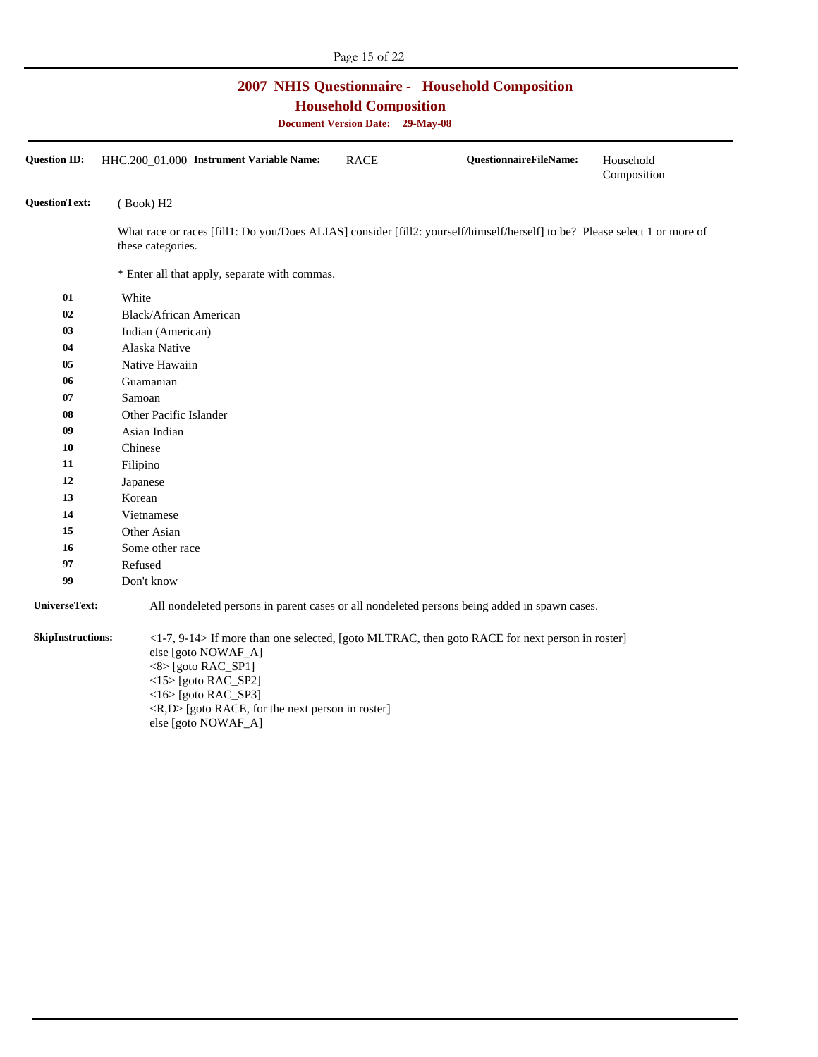# 2007 NHIS Questionnaire - Household Composition

## Household Composition

**Document Version Date: 29-May-08**

**Question ID:** HHC.200_01.000 **Instrument Variable Name:** RACE **QuestionnaireFileName:** Household Composition

**QuestionText:** ( Book) H2

What race or races [fill1: Do you/Does ALIAS] consider [fill2: yourself/himself/herself] to be? Please select 1 or more of these categories.

* Enter all that apply, separate with commas.

| | |
|---|---|
| **01** | White |
| **02** | Black/African American |
| **03** | Indian (American) |
| **04** | Alaska Native |
| **05** | Native Hawaiin |
| **06** | Guamanian |
| **07** | Samoan |
| **08** | Other Pacific Islander |
| **09** | Asian Indian |
| **10** | Chinese |
| **11** | Filipino |
| **12** | Japanese |
| **13** | Korean |
| **14** | Vietnamese |
| **15** | Other Asian |
| **16** | Some other race |
| **97** | Refused |
| **99** | Don't know |

**UniverseText:** All nondeleted persons in parent cases or all nondeleted persons being added in spawn cases.

**SkipInstructions:**
<1-7, 9-14> If more than one selected, [goto MLTRAC, then goto RACE for next person in roster]
else [goto NOWAF_A]
<8> [goto RAC_SP1]
<15> [goto RAC_SP2]
<16> [goto RAC_SP3]
<R,D> [goto RACE, for the next person in roster]
else [goto NOWAF_A]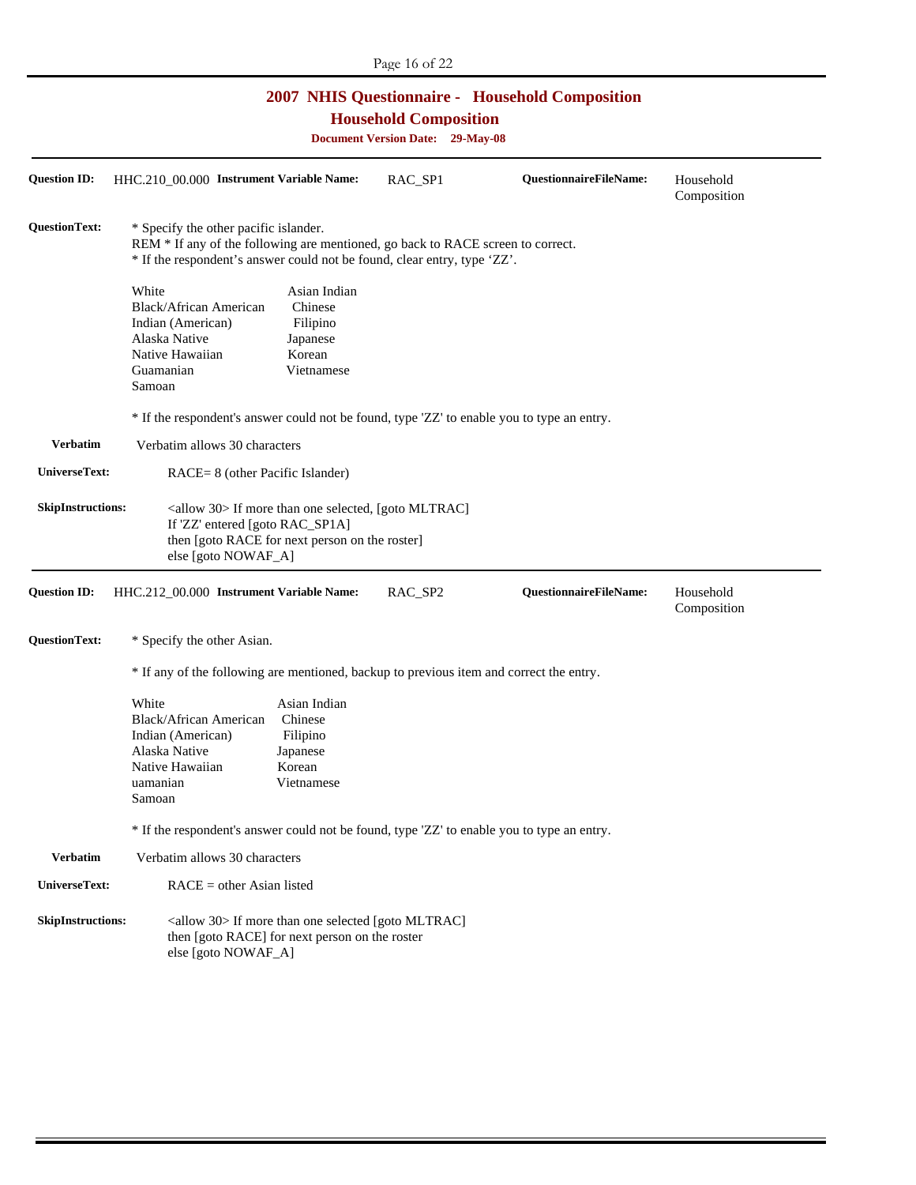## 2007 NHIS Questionnaire - Household Composition

### Household Composition

**Document Version Date: 29-May-08**

---

**Question ID:** HHC.210_00.000 **Instrument Variable Name:** RAC_SP1 **QuestionnaireFileName:** Household Composition

**QuestionText:** * Specify the other pacific islander.
REM * If any of the following are mentioned, go back to RACE screen to correct.
* If the respondent's answer could not be found, clear entry, type 'ZZ'.

| | |
|---|---|
| White | Asian Indian |
| Black/African American | Chinese |
| Indian (American) | Filipino |
| Alaska Native | Japanese |
| Native Hawaiian | Korean |
| Guamanian | Vietnamese |
| Samoan | |

* If the respondent's answer could not be found, type 'ZZ' to enable you to type an entry.

**Verbatim** Verbatim allows 30 characters

**UniverseText:** RACE= 8 (other Pacific Islander)

**SkipInstructions:** <allow 30> If more than one selected, [goto MLTRAC]
If 'ZZ' entered [goto RAC_SP1A]
then [goto RACE for next person on the roster]
else [goto NOWAF_A]

---

**Question ID:** HHC.212_00.000 **Instrument Variable Name:** RAC_SP2 **QuestionnaireFileName:** Household Composition

**QuestionText:** * Specify the other Asian.

* If any of the following are mentioned, backup to previous item and correct the entry.

| | |
|---|---|
| White | Asian Indian |
| Black/African American | Chinese |
| Indian (American) | Filipino |
| Alaska Native | Japanese |
| Native Hawaiian | Korean |
| uamanian | Vietnamese |
| Samoan | |

* If the respondent's answer could not be found, type 'ZZ' to enable you to type an entry.

**Verbatim** Verbatim allows 30 characters

**UniverseText:** RACE = other Asian listed

**SkipInstructions:** <allow 30> If more than one selected [goto MLTRAC]
then [goto RACE] for next person on the roster
else [goto NOWAF_A]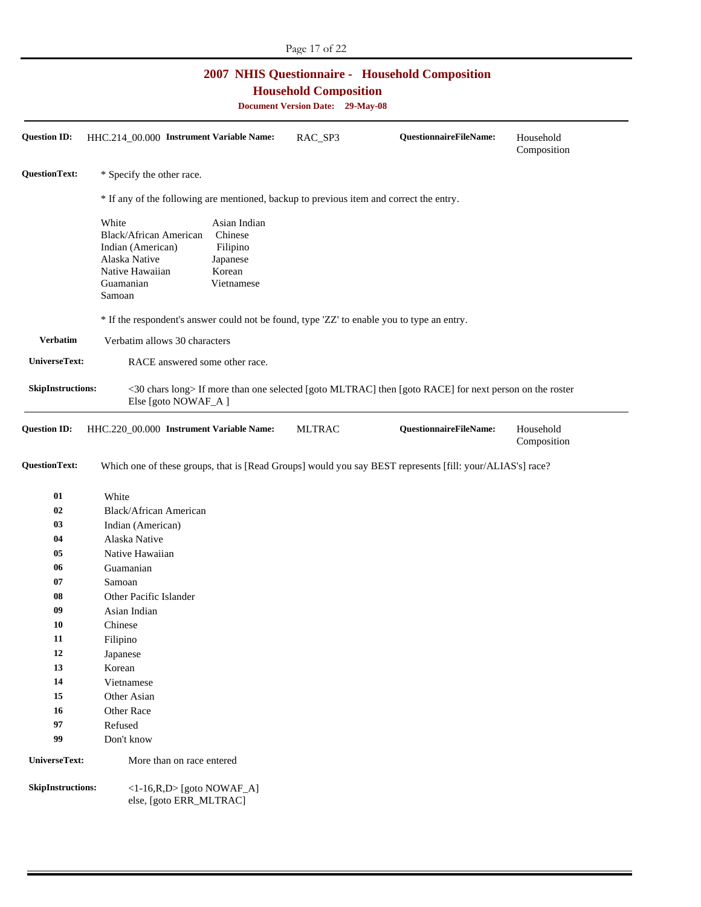## 2007 NHIS Questionnaire - Household Composition

### Household Composition

**Document Version Date: 29-May-08**

---

**Question ID:** HHC.214_00.000 **Instrument Variable Name:** RAC_SP3 **QuestionnaireFileName:** Household Composition

**QuestionText:** * Specify the other race.

* If any of the following are mentioned, backup to previous item and correct the entry.

| | |
|---|---|
| White | Asian Indian |
| Black/African American | Chinese |
| Indian (American) | Filipino |
| Alaska Native | Japanese |
| Native Hawaiian | Korean |
| Guamanian | Vietnamese |
| Samoan | |

* If the respondent's answer could not be found, type 'ZZ' to enable you to type an entry.

**Verbatim** Verbatim allows 30 characters

**UniverseText:** RACE answered some other race.

**SkipInstructions:** <30 chars long> If more than one selected [goto MLTRAC] then [goto RACE] for next person on the roster Else [goto NOWAF_A ]

---

**Question ID:** HHC.220_00.000 **Instrument Variable Name:** MLTRAC **QuestionnaireFileName:** Household Composition

**QuestionText:** Which one of these groups, that is [Read Groups] would you say BEST represents [fill: your/ALIAS's] race?

| | |
|---|---|
| **01** | White |
| **02** | Black/African American |
| **03** | Indian (American) |
| **04** | Alaska Native |
| **05** | Native Hawaiian |
| **06** | Guamanian |
| **07** | Samoan |
| **08** | Other Pacific Islander |
| **09** | Asian Indian |
| **10** | Chinese |
| **11** | Filipino |
| **12** | Japanese |
| **13** | Korean |
| **14** | Vietnamese |
| **15** | Other Asian |
| **16** | Other Race |
| **97** | Refused |
| **99** | Don't know |

**UniverseText:** More than on race entered

**SkipInstructions:** <1-16,R,D> [goto NOWAF_A]
else, [goto ERR_MLTRAC]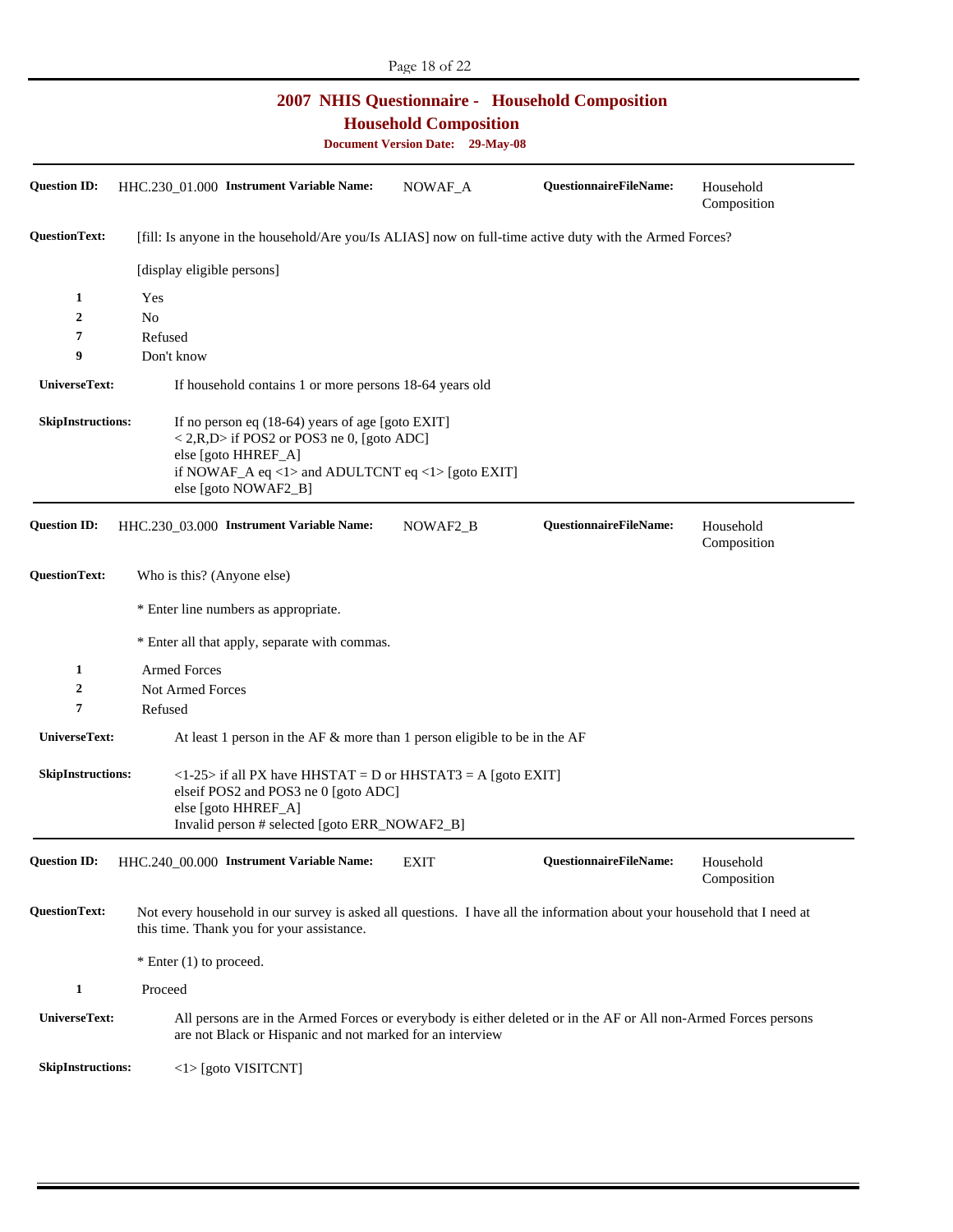# 2007 NHIS Questionnaire - Household Composition

## Household Composition

**Document Version Date: 29-May-08**

---

**Question ID:** HHC.230_01.000 **Instrument Variable Name:** NOWAF_A **QuestionnaireFileName:** Household Composition

**QuestionText:** [fill: Is anyone in the household/Are you/Is ALIAS] now on full-time active duty with the Armed Forces?

[display eligible persons]

| | |
|---|---|
| **1** | Yes |
| **2** | No |
| **7** | Refused |
| **9** | Don't know |

**UniverseText:** If household contains 1 or more persons 18-64 years old

**SkipInstructions:**
If no person eq (18-64) years of age [goto EXIT]
< 2,R,D> if POS2 or POS3 ne 0, [goto ADC]
else [goto HHREF_A]
if NOWAF_A eq <1> and ADULTCNT eq <1> [goto EXIT]
else [goto NOWAF2_B]

---

**Question ID:** HHC.230_03.000 **Instrument Variable Name:** NOWAF2_B **QuestionnaireFileName:** Household Composition

**QuestionText:** Who is this? (Anyone else)

* Enter line numbers as appropriate.

* Enter all that apply, separate with commas.

| | |
|---|---|
| **1** | Armed Forces |
| **2** | Not Armed Forces |
| **7** | Refused |

**UniverseText:** At least 1 person in the AF & more than 1 person eligible to be in the AF

**SkipInstructions:**
<1-25> if all PX have HHSTAT = D or HHSTAT3 = A [goto EXIT]
elseif POS2 and POS3 ne 0 [goto ADC]
else [goto HHREF_A]
Invalid person # selected [goto ERR_NOWAF2_B]

---

**Question ID:** HHC.240_00.000 **Instrument Variable Name:** EXIT **QuestionnaireFileName:** Household Composition

**QuestionText:** Not every household in our survey is asked all questions. I have all the information about your household that I need at this time. Thank you for your assistance.

* Enter (1) to proceed.

| | |
|---|---|
| **1** | Proceed |

**UniverseText:** All persons are in the Armed Forces or everybody is either deleted or in the AF or All non-Armed Forces persons are not Black or Hispanic and not marked for an interview

**SkipInstructions:** <1> [goto VISITCNT]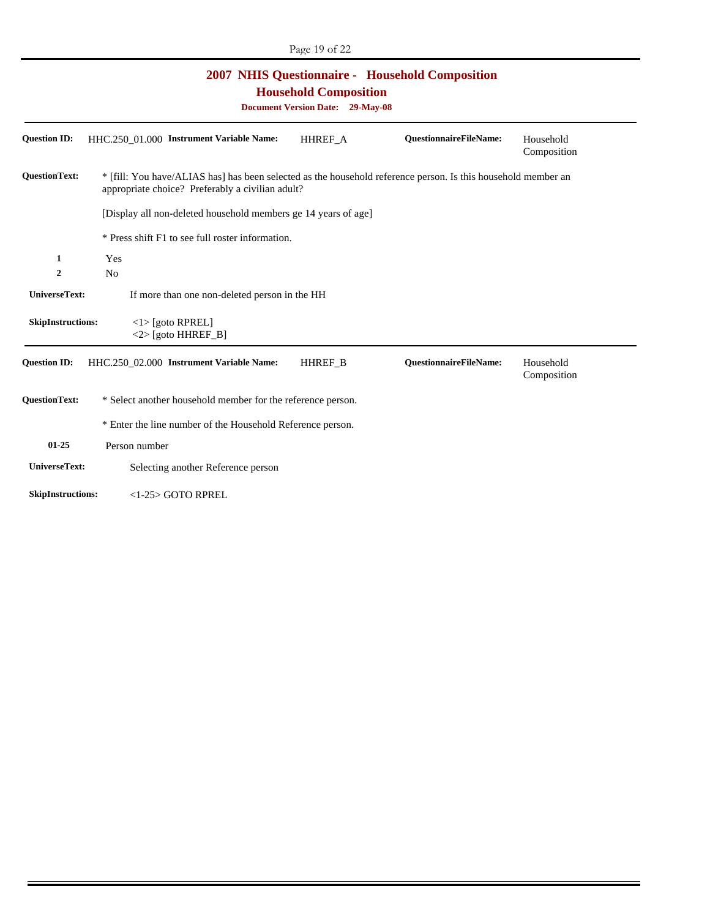# 2007 NHIS Questionnaire - Household Composition

## Household Composition

**Document Version Date: 29-May-08**

---

**Question ID:** HHC.250_01.000 **Instrument Variable Name:** HHREF_A **QuestionnaireFileName:** Household Composition

**QuestionText:** * [fill: You have/ALIAS has] has been selected as the household reference person. Is this household member an appropriate choice? Preferably a civilian adult?

[Display all non-deleted household members ge 14 years of age]

* Press shift F1 to see full roster information.

| | |
|---|---|
| 1 | Yes |
| 2 | No |

**UniverseText:** If more than one non-deleted person in the HH

**SkipInstructions:**
<1> [goto RPREL]
<2> [goto HHREF_B]

---

**Question ID:** HHC.250_02.000 **Instrument Variable Name:** HHREF_B **QuestionnaireFileName:** Household Composition

**QuestionText:** * Select another household member for the reference person.

* Enter the line number of the Household Reference person.

| | |
|---|---|
| 01-25 | Person number |

**UniverseText:** Selecting another Reference person

**SkipInstructions:** <1-25> GOTO RPREL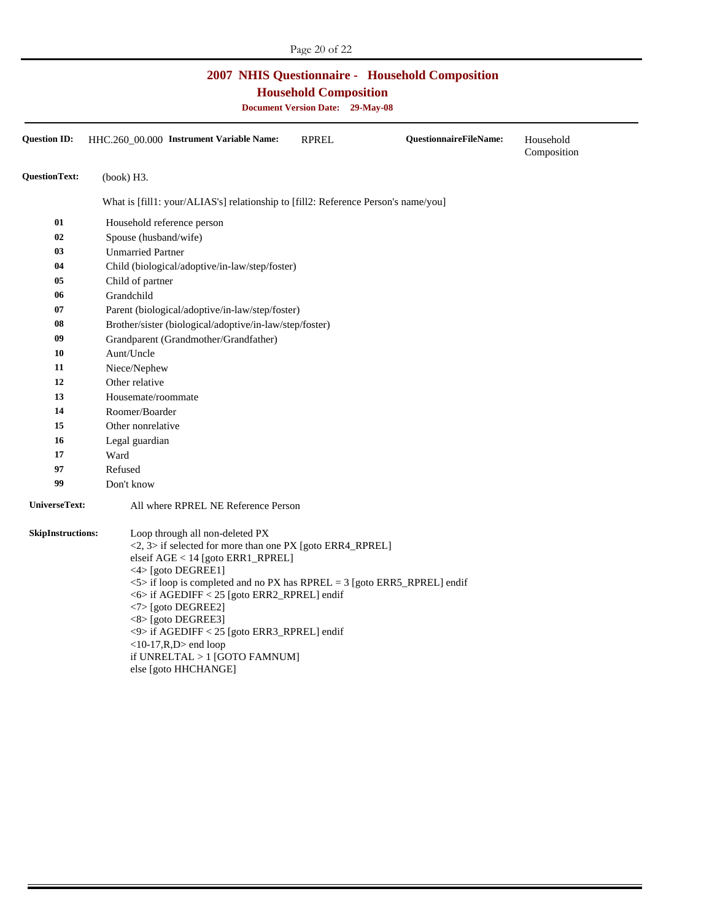# 2007 NHIS Questionnaire - Household Composition

## Household Composition

**Document Version Date: 29-May-08**

**Question ID:** HHC.260_00.000 **Instrument Variable Name:** RPREL **QuestionnaireFileName:** Household Composition

**QuestionText:** (book) H3.

What is [fill1: your/ALIAS's] relationship to [fill2: Reference Person's name/you]

| | |
|---|---|
| **01** | Household reference person |
| **02** | Spouse (husband/wife) |
| **03** | Unmarried Partner |
| **04** | Child (biological/adoptive/in-law/step/foster) |
| **05** | Child of partner |
| **06** | Grandchild |
| **07** | Parent (biological/adoptive/in-law/step/foster) |
| **08** | Brother/sister (biological/adoptive/in-law/step/foster) |
| **09** | Grandparent (Grandmother/Grandfather) |
| **10** | Aunt/Uncle |
| **11** | Niece/Nephew |
| **12** | Other relative |
| **13** | Housemate/roommate |
| **14** | Roomer/Boarder |
| **15** | Other nonrelative |
| **16** | Legal guardian |
| **17** | Ward |
| **97** | Refused |
| **99** | Don't know |

**UniverseText:** All where RPREL NE Reference Person

**SkipInstructions:**

Loop through all non-deleted PX
<2, 3> if selected for more than one PX [goto ERR4_RPREL]
elseif AGE < 14 [goto ERR1_RPREL]
<4> [goto DEGREE1]
<5> if loop is completed and no PX has RPREL = 3 [goto ERR5_RPREL] endif
<6> if AGEDIFF < 25 [goto ERR2_RPREL] endif
<7> [goto DEGREE2]
<8> [goto DEGREE3]
<9> if AGEDIFF < 25 [goto ERR3_RPREL] endif
<10-17,R,D> end loop
if UNRELTAL > 1 [GOTO FAMNUM]
else [goto HHCHANGE]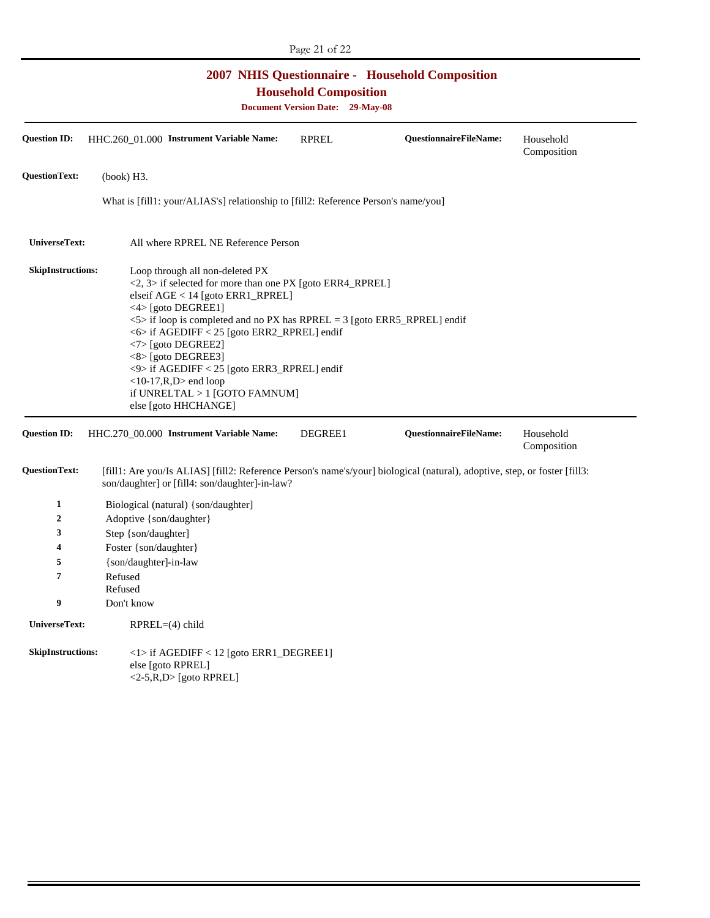## 2007 NHIS Questionnaire - Household Composition

### Household Composition

**Document Version Date: 29-May-08**

---

**Question ID:** HHC.260_01.000 **Instrument Variable Name:** RPREL **QuestionnaireFileName:** Household Composition

**QuestionText:** (book) H3.

What is [fill1: your/ALIAS's] relationship to [fill2: Reference Person's name/you]

**UniverseText:** All where RPREL NE Reference Person

**SkipInstructions:**
Loop through all non-deleted PX
<2, 3> if selected for more than one PX [goto ERR4_RPREL]
elseif AGE < 14 [goto ERR1_RPREL]
<4> [goto DEGREE1]
<5> if loop is completed and no PX has RPREL = 3 [goto ERR5_RPREL] endif
<6> if AGEDIFF < 25 [goto ERR2_RPREL] endif
<7> [goto DEGREE2]
<8> [goto DEGREE3]
<9> if AGEDIFF < 25 [goto ERR3_RPREL] endif
<10-17,R,D> end loop
if UNRELTAL > 1 [GOTO FAMNUM]
else [goto HHCHANGE]

---

**Question ID:** HHC.270_00.000 **Instrument Variable Name:** DEGREE1 **QuestionnaireFileName:** Household Composition

**QuestionText:** [fill1: Are you/Is ALIAS] [fill2: Reference Person's name's/your] biological (natural), adoptive, step, or foster [fill3: son/daughter] or [fill4: son/daughter]-in-law?

| | |
|---|---|
| **1** | Biological (natural) {son/daughter] |
| **2** | Adoptive {son/daughter} |
| **3** | Step {son/daughter] |
| **4** | Foster {son/daughter} |
| **5** | {son/daughter]-in-law |
| **7** | Refused<br>Refused |
| **9** | Don't know |

**UniverseText:** RPREL=(4) child

**SkipInstructions:**
<1> if AGEDIFF < 12 [goto ERR1_DEGREE1]
else [goto RPREL]
<2-5,R,D> [goto RPREL]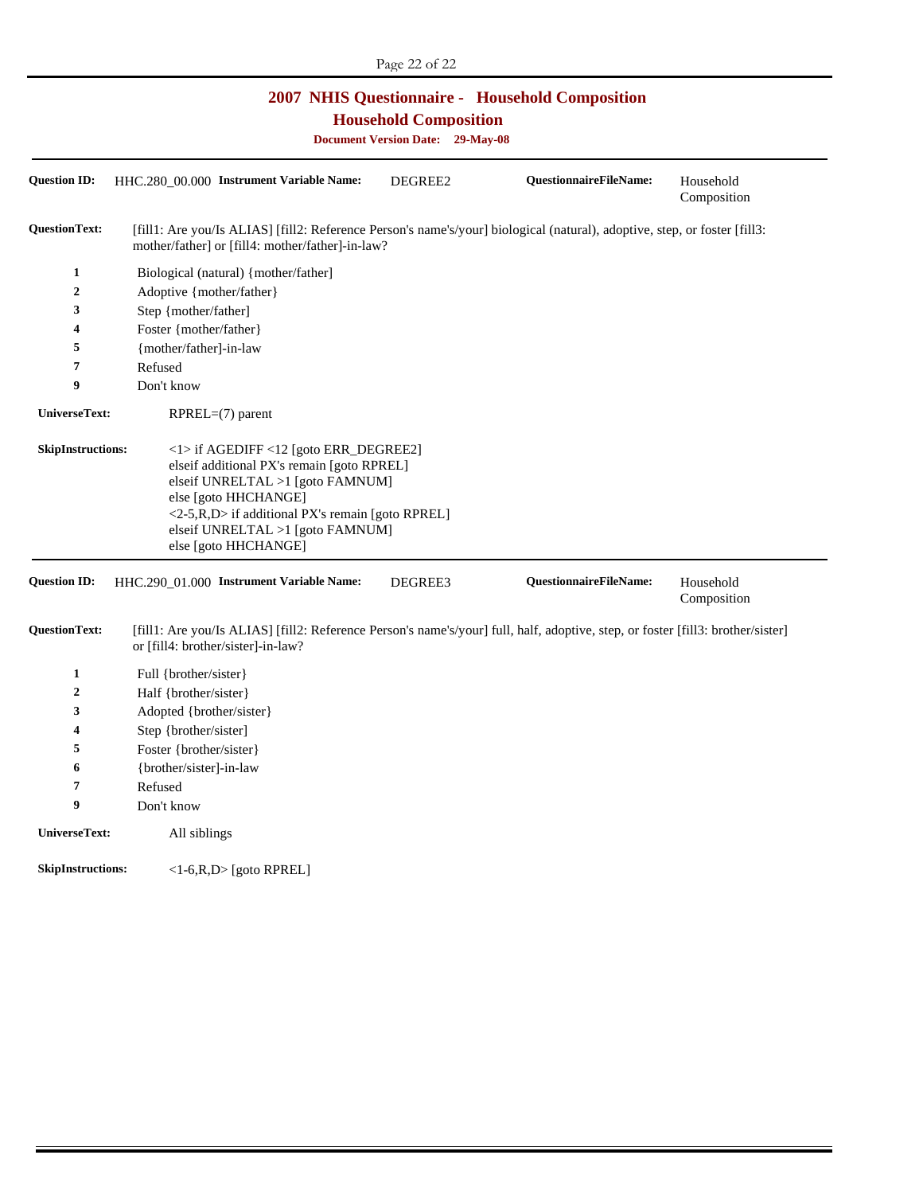## 2007 NHIS Questionnaire - Household Composition

### Household Composition

**Document Version Date: 29-May-08**

---

**Question ID:** HHC.280_00.000 **Instrument Variable Name:** DEGREE2 **QuestionnaireFileName:** Household Composition

**QuestionText:** [fill1: Are you/Is ALIAS] [fill2: Reference Person's name's/your] biological (natural), adoptive, step, or foster [fill3: mother/father] or [fill4: mother/father]-in-law?

| | |
|---|---|
| **1** | Biological (natural) {mother/father] |
| **2** | Adoptive {mother/father} |
| **3** | Step {mother/father] |
| **4** | Foster {mother/father} |
| **5** | {mother/father]-in-law |
| **7** | Refused |
| **9** | Don't know |

**UniverseText:** RPREL=(7) parent

**SkipInstructions:**
<1> if AGEDIFF <12 [goto ERR_DEGREE2]
elseif additional PX's remain [goto RPREL]
elseif UNRELTAL >1 [goto FAMNUM]
else [goto HHCHANGE]
<2-5,R,D> if additional PX's remain [goto RPREL]
elseif UNRELTAL >1 [goto FAMNUM]
else [goto HHCHANGE]

---

**Question ID:** HHC.290_01.000 **Instrument Variable Name:** DEGREE3 **QuestionnaireFileName:** Household Composition

**QuestionText:** [fill1: Are you/Is ALIAS] [fill2: Reference Person's name's/your] full, half, adoptive, step, or foster [fill3: brother/sister] or [fill4: brother/sister]-in-law?

| | |
|---|---|
| **1** | Full {brother/sister} |
| **2** | Half {brother/sister} |
| **3** | Adopted {brother/sister} |
| **4** | Step {brother/sister] |
| **5** | Foster {brother/sister} |
| **6** | {brother/sister]-in-law |
| **7** | Refused |
| **9** | Don't know |

**UniverseText:** All siblings

**SkipInstructions:** <1-6,R,D> [goto RPREL]